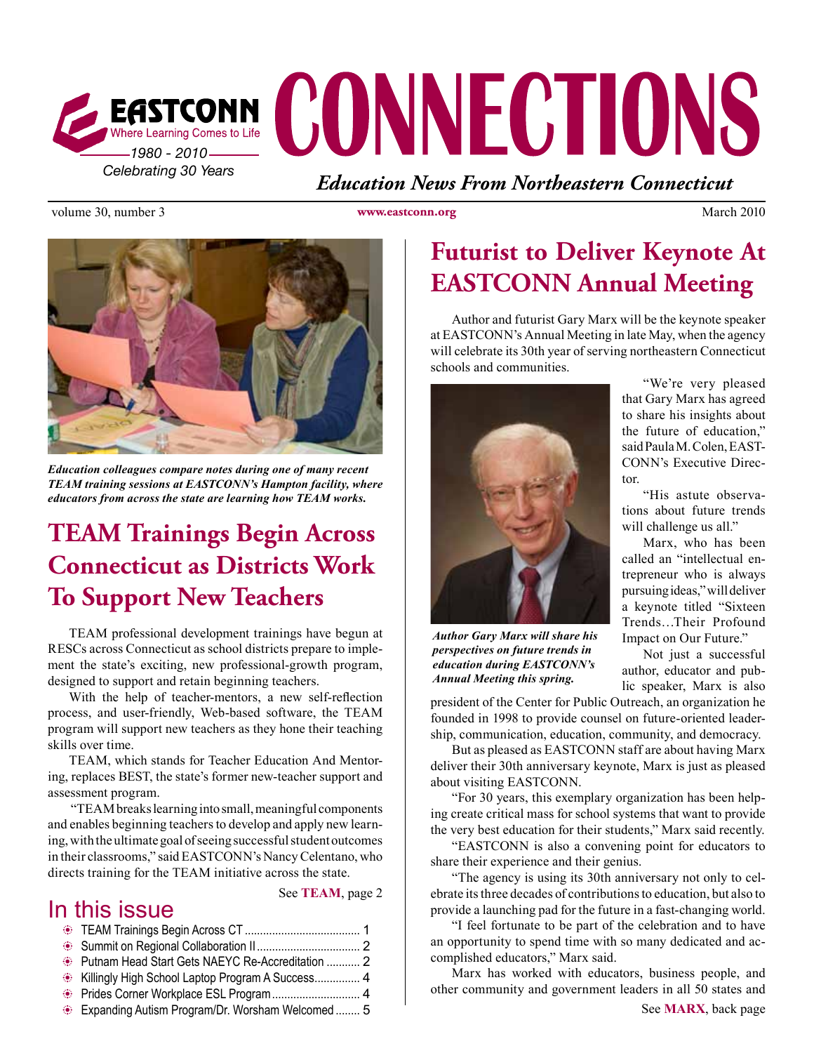# EASTCONN CONNECTIONS

EASTCONN Where Learning Comes to Life

1980 - 2010

Celebrating 30 Years

*Education News From Northeastern Connecticut*

volume 30, number 3 | www.eastconn.org | March 2010

*Education colleagues compare notes during one of many recent TEAM training sessions at EASTCONN's Hampton facility, where educators from across the state are learning how TEAM works.*

## TEAM Trainings Begin Across Connecticut as Districts Work To Support New Teachers

TEAM professional development trainings have begun at RESCs across Connecticut as school districts prepare to implement the state's exciting, new professional-growth program, designed to support and retain beginning teachers.

With the help of teacher-mentors, a new self-reflection process, and user-friendly, Web-based software, the TEAM program will support new teachers as they hone their teaching skills over time.

TEAM, which stands for Teacher Education And Mentoring, replaces BEST, the state's former new-teacher support and assessment program.

"TEAM breaks learning into small, meaningful components and enables beginning teachers to develop and apply new learning, with the ultimate goal of seeing successful student outcomes in their classrooms," said EASTCONN's Nancy Celentano, who directs training for the TEAM initiative across the state.

See **TEAM**, page 2

## In this issue

- TEAM Trainings Begin Across CT ........ 1
- Summit on Regional Collaboration II ........ 2
- Putnam Head Start Gets NAEYC Re-Accreditation ........ 2
- Killingly High School Laptop Program A Success ........ 4
- Prides Corner Workplace ESL Program ........ 4
- Expanding Autism Program/Dr. Worsham Welcomed ........ 5

## Futurist to Deliver Keynote At EASTCONN Annual Meeting

Author and futurist Gary Marx will be the keynote speaker at EASTCONN's Annual Meeting in late May, when the agency will celebrate its 30th year of serving northeastern Connecticut schools and communities.

*Author Gary Marx will share his perspectives on future trends in education during EASTCONN's Annual Meeting this spring.*

"We're very pleased that Gary Marx has agreed to share his insights about the future of education," said Paula M. Colen, EASTCONN's Executive Director.

"His astute observations about future trends will challenge us all."

Marx, who has been called an "intellectual entrepreneur who is always pursuing ideas," will deliver a keynote titled "Sixteen Trends…Their Profound Impact on Our Future."

Not just a successful author, educator and public speaker, Marx is also president of the Center for Public Outreach, an organization he founded in 1998 to provide counsel on future-oriented leadership, communication, education, community, and democracy.

But as pleased as EASTCONN staff are about having Marx deliver their 30th anniversary keynote, Marx is just as pleased about visiting EASTCONN.

"For 30 years, this exemplary organization has been helping create critical mass for school systems that want to provide the very best education for their students," Marx said recently.

"EASTCONN is also a convening point for educators to share their experience and their genius.

"The agency is using its 30th anniversary not only to celebrate its three decades of contributions to education, but also to provide a launching pad for the future in a fast-changing world.

"I feel fortunate to be part of the celebration and to have an opportunity to spend time with so many dedicated and accomplished educators," Marx said.

Marx has worked with educators, business people, and other community and government leaders in all 50 states and

See **MARX**, back page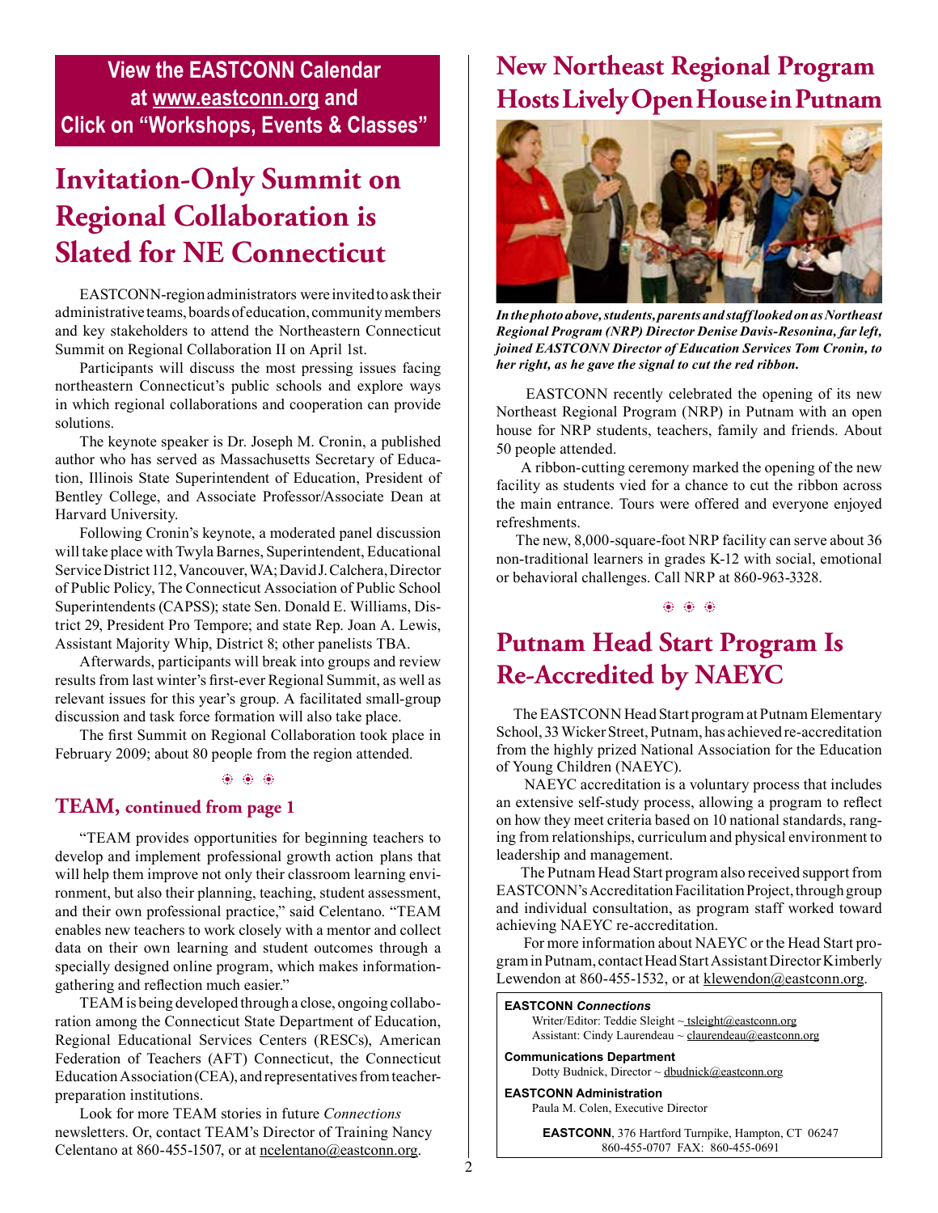**View the EASTCONN Calendar at www.eastconn.org and Click on "Workshops, Events & Classes"**

# Invitation-Only Summit on Regional Collaboration is Slated for NE Connecticut

EASTCONN-region administrators were invited to ask their administrative teams, boards of education, community members and key stakeholders to attend the Northeastern Connecticut Summit on Regional Collaboration II on April 1st.

Participants will discuss the most pressing issues facing northeastern Connecticut's public schools and explore ways in which regional collaborations and cooperation can provide solutions.

The keynote speaker is Dr. Joseph M. Cronin, a published author who has served as Massachusetts Secretary of Education, Illinois State Superintendent of Education, President of Bentley College, and Associate Professor/Associate Dean at Harvard University.

Following Cronin's keynote, a moderated panel discussion will take place with Twyla Barnes, Superintendent, Educational Service District 112, Vancouver, WA; David J. Calchera, Director of Public Policy, The Connecticut Association of Public School Superintendents (CAPSS); state Sen. Donald E. Williams, District 29, President Pro Tempore; and state Rep. Joan A. Lewis, Assistant Majority Whip, District 8; other panelists TBA.

Afterwards, participants will break into groups and review results from last winter's first-ever Regional Summit, as well as relevant issues for this year's group. A facilitated small-group discussion and task force formation will also take place.

The first Summit on Regional Collaboration took place in February 2009; about 80 people from the region attended.

## TEAM, continued from page 1

"TEAM provides opportunities for beginning teachers to develop and implement professional growth action plans that will help them improve not only their classroom learning environment, but also their planning, teaching, student assessment, and their own professional practice," said Celentano. "TEAM enables new teachers to work closely with a mentor and collect data on their own learning and student outcomes through a specially designed online program, which makes information-gathering and reflection much easier."

TEAM is being developed through a close, ongoing collaboration among the Connecticut State Department of Education, Regional Educational Services Centers (RESCs), American Federation of Teachers (AFT) Connecticut, the Connecticut Education Association (CEA), and representatives from teacher-preparation institutions.

Look for more TEAM stories in future *Connections* newsletters. Or, contact TEAM's Director of Training Nancy Celentano at 860-455-1507, or at ncelentano@eastconn.org.

# New Northeast Regional Program Hosts Lively Open House in Putnam

***In the photo above, students, parents and staff looked on as Northeast Regional Program (NRP) Director Denise Davis-Resonina, far left, joined EASTCONN Director of Education Services Tom Cronin, to her right, as he gave the signal to cut the red ribbon.***

EASTCONN recently celebrated the opening of its new Northeast Regional Program (NRP) in Putnam with an open house for NRP students, teachers, family and friends. About 50 people attended.

A ribbon-cutting ceremony marked the opening of the new facility as students vied for a chance to cut the ribbon across the main entrance. Tours were offered and everyone enjoyed refreshments.

The new, 8,000-square-foot NRP facility can serve about 36 non-traditional learners in grades K-12 with social, emotional or behavioral challenges. Call NRP at 860-963-3328.

# Putnam Head Start Program Is Re-Accredited by NAEYC

The EASTCONN Head Start program at Putnam Elementary School, 33 Wicker Street, Putnam, has achieved re-accreditation from the highly prized National Association for the Education of Young Children (NAEYC).

NAEYC accreditation is a voluntary process that includes an extensive self-study process, allowing a program to reflect on how they meet criteria based on 10 national standards, ranging from relationships, curriculum and physical environment to leadership and management.

The Putnam Head Start program also received support from EASTCONN's Accreditation Facilitation Project, through group and individual consultation, as program staff worked toward achieving NAEYC re-accreditation.

For more information about NAEYC or the Head Start program in Putnam, contact Head Start Assistant Director Kimberly Lewendon at 860-455-1532, or at klewendon@eastconn.org.

**EASTCONN *Connections***
Writer/Editor: Teddie Sleight ~ tsleight@eastconn.org
Assistant: Cindy Laurendeau ~ claurendeau@eastconn.org

**Communications Department**
Dotty Budnick, Director ~ dbudnick@eastconn.org

**EASTCONN Administration**
Paula M. Colen, Executive Director

**EASTCONN**, 376 Hartford Turnpike, Hampton, CT 06247
860-455-0707 FAX: 860-455-0691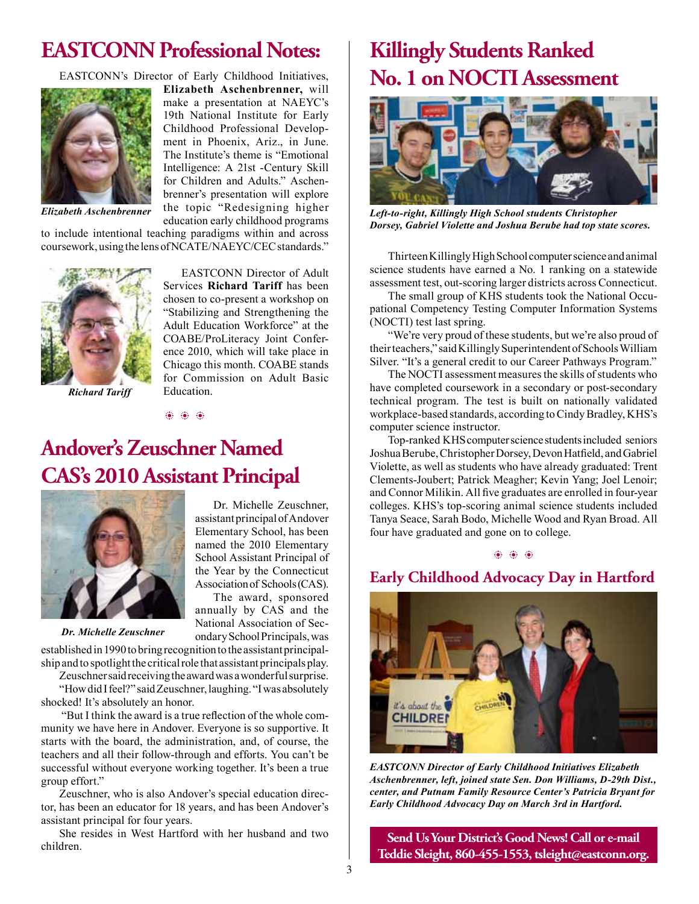# EASTCONN Professional Notes:

EASTCONN's Director of Early Childhood Initiatives, **Elizabeth Aschenbrenner,** will make a presentation at NAEYC's 19th National Institute for Early Childhood Professional Development in Phoenix, Ariz., in June. The Institute's theme is "Emotional Intelligence: A 21st -Century Skill for Children and Adults." Aschenbrenner's presentation will explore the topic "Redesigning higher education early childhood programs to include intentional teaching paradigms within and across coursework, using the lens of NCATE/NAEYC/CEC standards."

*Elizabeth Aschenbrenner*

EASTCONN Director of Adult Services **Richard Tariff** has been chosen to co-present a workshop on "Stabilizing and Strengthening the Adult Education Workforce" at the COABE/ProLiteracy Joint Conference 2010, which will take place in Chicago this month. COABE stands for Commission on Adult Basic Education.

*Richard Tariff*

# Andover's Zeuschner Named CAS's 2010 Assistant Principal

Dr. Michelle Zeuschner, assistant principal of Andover Elementary School, has been named the 2010 Elementary School Assistant Principal of the Year by the Connecticut Association of Schools (CAS).

The award, sponsored annually by CAS and the National Association of Secondary School Principals, was established in 1990 to bring recognition to the assistant principalship and to spotlight the critical role that assistant principals play.

*Dr. Michelle Zeuschner*

Zeuschner said receiving the award was a wonderful surprise.

"How did I feel?" said Zeuschner, laughing. "I was absolutely shocked! It's absolutely an honor.

"But I think the award is a true reflection of the whole community we have here in Andover. Everyone is so supportive. It starts with the board, the administration, and, of course, the teachers and all their follow-through and efforts. You can't be successful without everyone working together. It's been a true group effort."

Zeuschner, who is also Andover's special education director, has been an educator for 18 years, and has been Andover's assistant principal for four years.

She resides in West Hartford with her husband and two children.

# Killingly Students Ranked No. 1 on NOCTI Assessment

*Left-to-right, Killingly High School students Christopher Dorsey, Gabriel Violette and Joshua Berube had top state scores.*

Thirteen Killingly High School computer science and animal science students have earned a No. 1 ranking on a statewide assessment test, out-scoring larger districts across Connecticut.

The small group of KHS students took the National Occupational Competency Testing Computer Information Systems (NOCTI) test last spring.

"We're very proud of these students, but we're also proud of their teachers," said Killingly Superintendent of Schools William Silver. "It's a general credit to our Career Pathways Program."

The NOCTI assessment measures the skills of students who have completed coursework in a secondary or post-secondary technical program. The test is built on nationally validated workplace-based standards, according to Cindy Bradley, KHS's computer science instructor.

Top-ranked KHS computer science students included seniors Joshua Berube, Christopher Dorsey, Devon Hatfield, and Gabriel Violette, as well as students who have already graduated: Trent Clements-Joubert; Patrick Meagher; Kevin Yang; Joel Lenoir; and Connor Milikin. All five graduates are enrolled in four-year colleges. KHS's top-scoring animal science students included Tanya Seace, Sarah Bodo, Michelle Wood and Ryan Broad. All four have graduated and gone on to college.

## Early Childhood Advocacy Day in Hartford

*EASTCONN Director of Early Childhood Initiatives Elizabeth Aschenbrenner, left, joined state Sen. Don Williams, D-29th Dist., center, and Putnam Family Resource Center's Patricia Bryant for Early Childhood Advocacy Day on March 3rd in Hartford.*

**Send Us Your District's Good News! Call or e-mail Teddie Sleight, 860-455-1553, tsleight@eastconn.org.**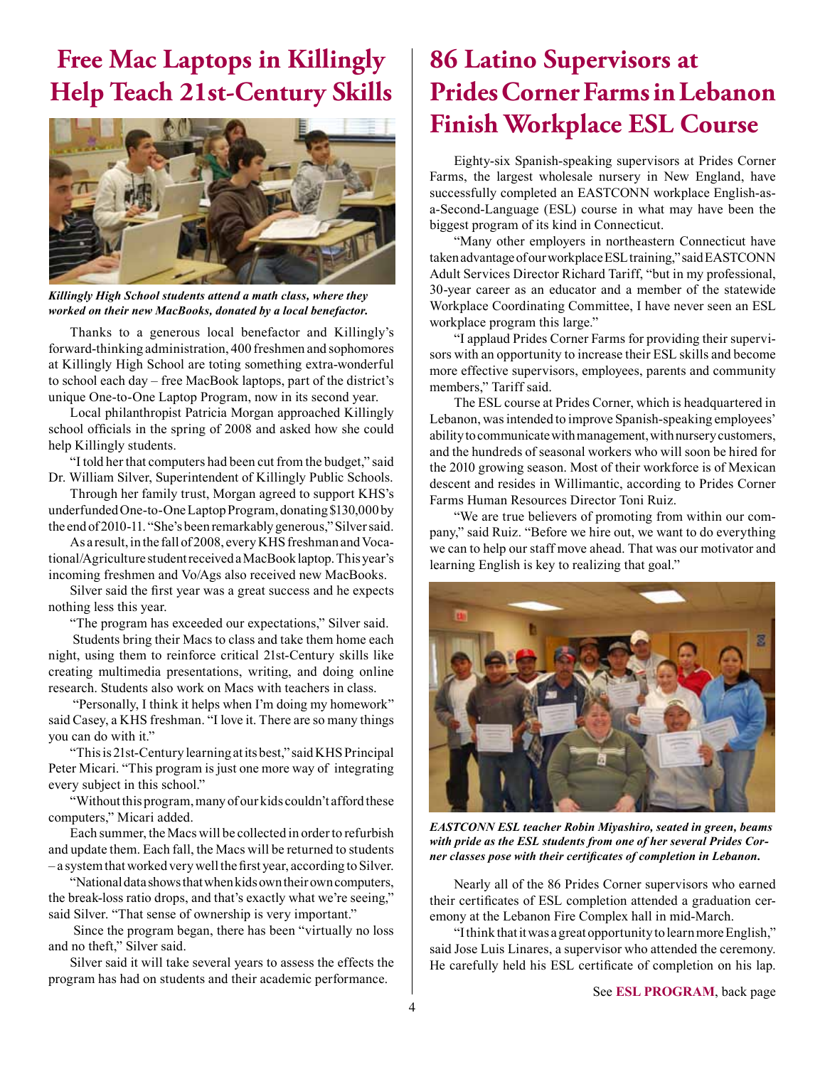# Free Mac Laptops in Killingly Help Teach 21st-Century Skills

*Killingly High School students attend a math class, where they worked on their new MacBooks, donated by a local benefactor.*

Thanks to a generous local benefactor and Killingly's forward-thinking administration, 400 freshmen and sophomores at Killingly High School are toting something extra-wonderful to school each day – free MacBook laptops, part of the district's unique One-to-One Laptop Program, now in its second year.

Local philanthropist Patricia Morgan approached Killingly school officials in the spring of 2008 and asked how she could help Killingly students.

"I told her that computers had been cut from the budget," said Dr. William Silver, Superintendent of Killingly Public Schools.

Through her family trust, Morgan agreed to support KHS's underfunded One-to-One Laptop Program, donating $130,000 by the end of 2010-11. "She's been remarkably generous," Silver said.

As a result, in the fall of 2008, every KHS freshman and Vocational/Agriculture student received a MacBook laptop. This year's incoming freshmen and Vo/Ags also received new MacBooks.

Silver said the first year was a great success and he expects nothing less this year.

"The program has exceeded our expectations," Silver said.

Students bring their Macs to class and take them home each night, using them to reinforce critical 21st-Century skills like creating multimedia presentations, writing, and doing online research. Students also work on Macs with teachers in class.

"Personally, I think it helps when I'm doing my homework" said Casey, a KHS freshman. "I love it. There are so many things you can do with it."

"This is 21st-Century learning at its best," said KHS Principal Peter Micari. "This program is just one more way of integrating every subject in this school."

"Without this program, many of our kids couldn't afford these computers," Micari added.

Each summer, the Macs will be collected in order to refurbish and update them. Each fall, the Macs will be returned to students – a system that worked very well the first year, according to Silver.

"National data shows that when kids own their own computers, the break-loss ratio drops, and that's exactly what we're seeing," said Silver. "That sense of ownership is very important."

Since the program began, there has been "virtually no loss and no theft," Silver said.

Silver said it will take several years to assess the effects the program has had on students and their academic performance.

# 86 Latino Supervisors at Prides Corner Farms in Lebanon Finish Workplace ESL Course

Eighty-six Spanish-speaking supervisors at Prides Corner Farms, the largest wholesale nursery in New England, have successfully completed an EASTCONN workplace English-as-a-Second-Language (ESL) course in what may have been the biggest program of its kind in Connecticut.

"Many other employers in northeastern Connecticut have taken advantage of our workplace ESL training," said EASTCONN Adult Services Director Richard Tariff, "but in my professional, 30-year career as an educator and a member of the statewide Workplace Coordinating Committee, I have never seen an ESL workplace program this large."

"I applaud Prides Corner Farms for providing their supervisors with an opportunity to increase their ESL skills and become more effective supervisors, employees, parents and community members," Tariff said.

The ESL course at Prides Corner, which is headquartered in Lebanon, was intended to improve Spanish-speaking employees' ability to communicate with management, with nursery customers, and the hundreds of seasonal workers who will soon be hired for the 2010 growing season. Most of their workforce is of Mexican descent and resides in Willimantic, according to Prides Corner Farms Human Resources Director Toni Ruiz.

"We are true believers of promoting from within our company," said Ruiz. "Before we hire out, we want to do everything we can to help our staff move ahead. That was our motivator and learning English is key to realizing that goal."

*EASTCONN ESL teacher Robin Miyashiro, seated in green, beams with pride as the ESL students from one of her several Prides Corner classes pose with their certificates of completion in Lebanon.*

Nearly all of the 86 Prides Corner supervisors who earned their certificates of ESL completion attended a graduation ceremony at the Lebanon Fire Complex hall in mid-March.

"I think that it was a great opportunity to learn more English," said Jose Luis Linares, a supervisor who attended the ceremony. He carefully held his ESL certificate of completion on his lap.

See **ESL PROGRAM**, back page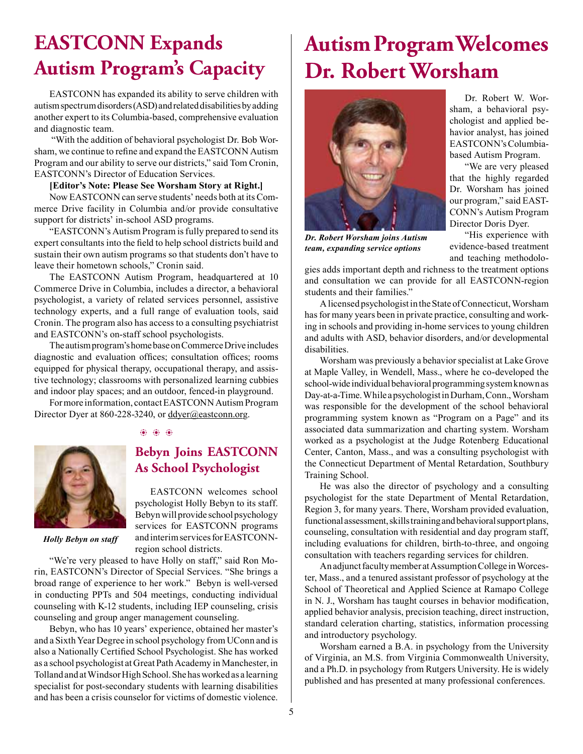# EASTCONN Expands Autism Program's Capacity

EASTCONN has expanded its ability to serve children with autism spectrum disorders (ASD) and related disabilities by adding another expert to its Columbia-based, comprehensive evaluation and diagnostic team.

"With the addition of behavioral psychologist Dr. Bob Worsham, we continue to refine and expand the EASTCONN Autism Program and our ability to serve our districts," said Tom Cronin, EASTCONN's Director of Education Services.

**[Editor's Note: Please See Worsham Story at Right.]**

Now EASTCONN can serve students' needs both at its Commerce Drive facility in Columbia and/or provide consultative support for districts' in-school ASD programs.

"EASTCONN's Autism Program is fully prepared to send its expert consultants into the field to help school districts build and sustain their own autism programs so that students don't have to leave their hometown schools," Cronin said.

The EASTCONN Autism Program, headquartered at 10 Commerce Drive in Columbia, includes a director, a behavioral psychologist, a variety of related services personnel, assistive technology experts, and a full range of evaluation tools, said Cronin. The program also has access to a consulting psychiatrist and EASTCONN's on-staff school psychologists.

The autism program's home base on Commerce Drive includes diagnostic and evaluation offices; consultation offices; rooms equipped for physical therapy, occupational therapy, and assistive technology; classrooms with personalized learning cubbies and indoor play spaces; and an outdoor, fenced-in playground.

For more information, contact EASTCONN Autism Program Director Dyer at 860-228-3240, or ddyer@eastconn.org.

## Bebyn Joins EASTCONN As School Psychologist

*Holly Bebyn on staff*

EASTCONN welcomes school psychologist Holly Bebyn to its staff. Bebyn will provide school psychology services for EASTCONN programs and interim services for EASTCONN-region school districts.

"We're very pleased to have Holly on staff," said Ron Morin, EASTCONN's Director of Special Services. "She brings a broad range of experience to her work." Bebyn is well-versed in conducting PPTs and 504 meetings, conducting individual counseling with K-12 students, including IEP counseling, crisis counseling and group anger management counseling.

Bebyn, who has 10 years' experience, obtained her master's and a Sixth Year Degree in school psychology from UConn and is also a Nationally Certified School Psychologist. She has worked as a school psychologist at Great Path Academy in Manchester, in Tolland and at Windsor High School. She has worked as a learning specialist for post-secondary students with learning disabilities and has been a crisis counselor for victims of domestic violence.

# Autism Program Welcomes Dr. Robert Worsham

*Dr. Robert Worsham joins Autism team, expanding service options*

Dr. Robert W. Worsham, a behavioral psychologist and applied behavior analyst, has joined EASTCONN's Columbia-based Autism Program.

"We are very pleased that the highly regarded Dr. Worsham has joined our program," said EASTCONN's Autism Program Director Doris Dyer.

"His experience with evidence-based treatment and teaching methodologies adds important depth and richness to the treatment options and consultation we can provide for all EASTCONN-region students and their families."

A licensed psychologist in the State of Connecticut, Worsham has for many years been in private practice, consulting and working in schools and providing in-home services to young children and adults with ASD, behavior disorders, and/or developmental disabilities.

Worsham was previously a behavior specialist at Lake Grove at Maple Valley, in Wendell, Mass., where he co-developed the school-wide individual behavioral programming system known as Day-at-a-Time. While a psychologist in Durham, Conn., Worsham was responsible for the development of the school behavioral programming system known as "Program on a Page" and its associated data summarization and charting system. Worsham worked as a psychologist at the Judge Rotenberg Educational Center, Canton, Mass., and was a consulting psychologist with the Connecticut Department of Mental Retardation, Southbury Training School.

He was also the director of psychology and a consulting psychologist for the state Department of Mental Retardation, Region 3, for many years. There, Worsham provided evaluation, functional assessment, skills training and behavioral support plans, counseling, consultation with residential and day program staff, including evaluations for children, birth-to-three, and ongoing consultation with teachers regarding services for children.

An adjunct faculty member at Assumption College in Worcester, Mass., and a tenured assistant professor of psychology at the School of Theoretical and Applied Science at Ramapo College in N. J., Worsham has taught courses in behavior modification, applied behavior analysis, precision teaching, direct instruction, standard celeration charting, statistics, information processing and introductory psychology.

Worsham earned a B.A. in psychology from the University of Virginia, an M.S. from Virginia Commonwealth University, and a Ph.D. in psychology from Rutgers University. He is widely published and has presented at many professional conferences.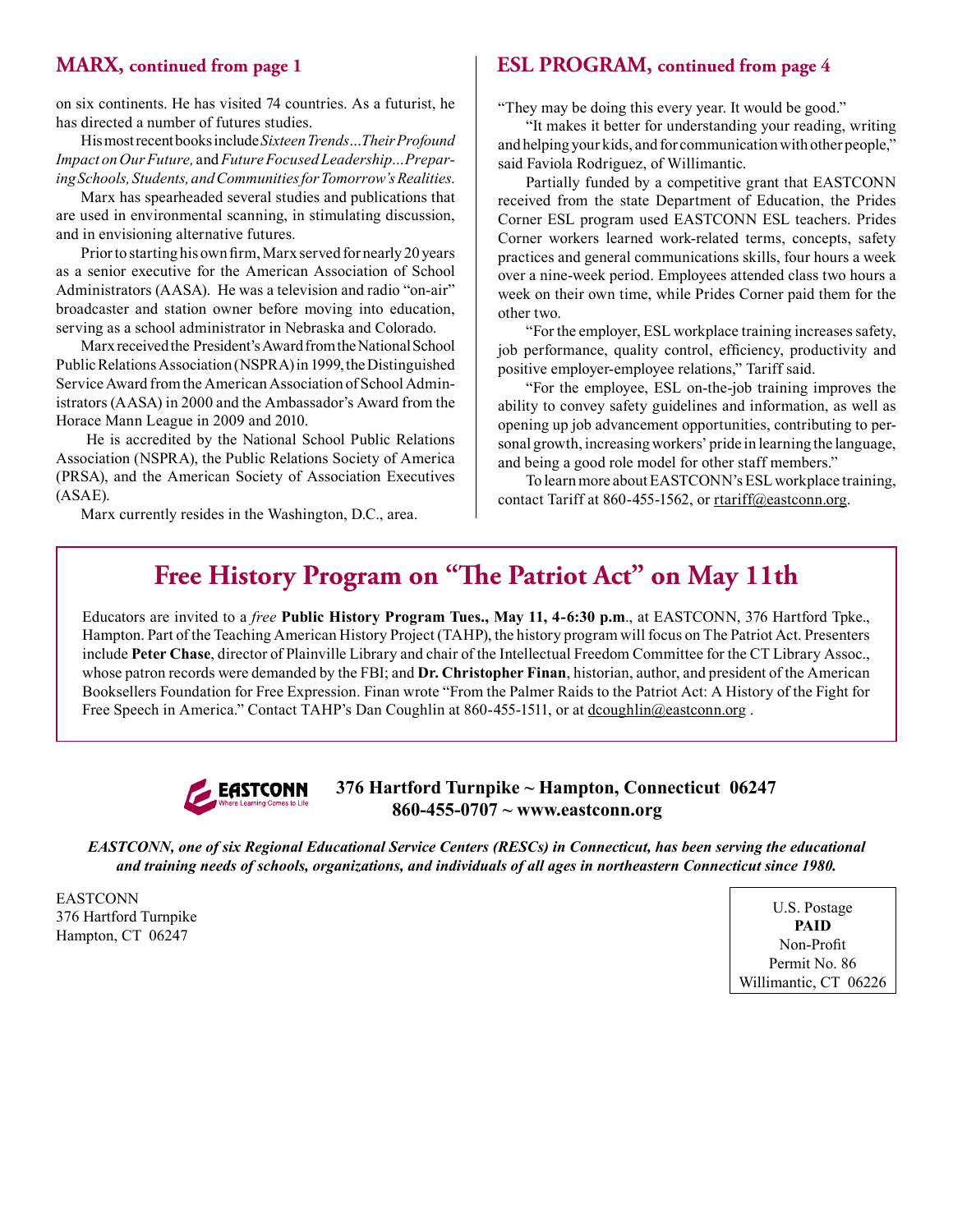## MARX, continued from page 1

on six continents. He has visited 74 countries. As a futurist, he has directed a number of futures studies.

His most recent books include *Sixteen Trends…Their Profound Impact on Our Future,* and *Future Focused Leadership…Preparing Schools, Students, and Communities for Tomorrow's Realities*.

Marx has spearheaded several studies and publications that are used in environmental scanning, in stimulating discussion, and in envisioning alternative futures.

Prior to starting his own firm, Marx served for nearly 20 years as a senior executive for the American Association of School Administrators (AASA). He was a television and radio "on-air" broadcaster and station owner before moving into education, serving as a school administrator in Nebraska and Colorado.

Marx received the President's Award from the National School Public Relations Association (NSPRA) in 1999, the Distinguished Service Award from the American Association of School Administrators (AASA) in 2000 and the Ambassador's Award from the Horace Mann League in 2009 and 2010.

He is accredited by the National School Public Relations Association (NSPRA), the Public Relations Society of America (PRSA), and the American Society of Association Executives (ASAE).

Marx currently resides in the Washington, D.C., area.

## ESL PROGRAM, continued from page 4

"They may be doing this every year. It would be good."

"It makes it better for understanding your reading, writing and helping your kids, and for communication with other people," said Faviola Rodriguez, of Willimantic.

Partially funded by a competitive grant that EASTCONN received from the state Department of Education, the Prides Corner ESL program used EASTCONN ESL teachers. Prides Corner workers learned work-related terms, concepts, safety practices and general communications skills, four hours a week over a nine-week period. Employees attended class two hours a week on their own time, while Prides Corner paid them for the other two.

"For the employer, ESL workplace training increases safety, job performance, quality control, efficiency, productivity and positive employer-employee relations," Tariff said.

"For the employee, ESL on-the-job training improves the ability to convey safety guidelines and information, as well as opening up job advancement opportunities, contributing to personal growth, increasing workers' pride in learning the language, and being a good role model for other staff members."

To learn more about EASTCONN's ESL workplace training, contact Tariff at 860-455-1562, or rtariff@eastconn.org.

## Free History Program on "The Patriot Act" on May 11th

Educators are invited to a *free* **Public History Program Tues., May 11, 4-6:30 p.m**., at EASTCONN, 376 Hartford Tpke., Hampton. Part of the Teaching American History Project (TAHP), the history program will focus on The Patriot Act. Presenters include **Peter Chase**, director of Plainville Library and chair of the Intellectual Freedom Committee for the CT Library Assoc., whose patron records were demanded by the FBI; and **Dr. Christopher Finan**, historian, author, and president of the American Booksellers Foundation for Free Expression. Finan wrote "From the Palmer Raids to the Patriot Act: A History of the Fight for Free Speech in America." Contact TAHP's Dan Coughlin at 860-455-1511, or at dcoughlin@eastconn.org .

EASTCONN
Where Learning Comes to Life

**376 Hartford Turnpike ~ Hampton, Connecticut 06247**
**860-455-0707 ~ www.eastconn.org**

***EASTCONN, one of six Regional Educational Service Centers (RESCs) in Connecticut, has been serving the educational and training needs of schools, organizations, and individuals of all ages in northeastern Connecticut since 1980.***

EASTCONN
376 Hartford Turnpike
Hampton, CT 06247

U.S. Postage
**PAID**
Non-Profit
Permit No. 86
Willimantic, CT 06226